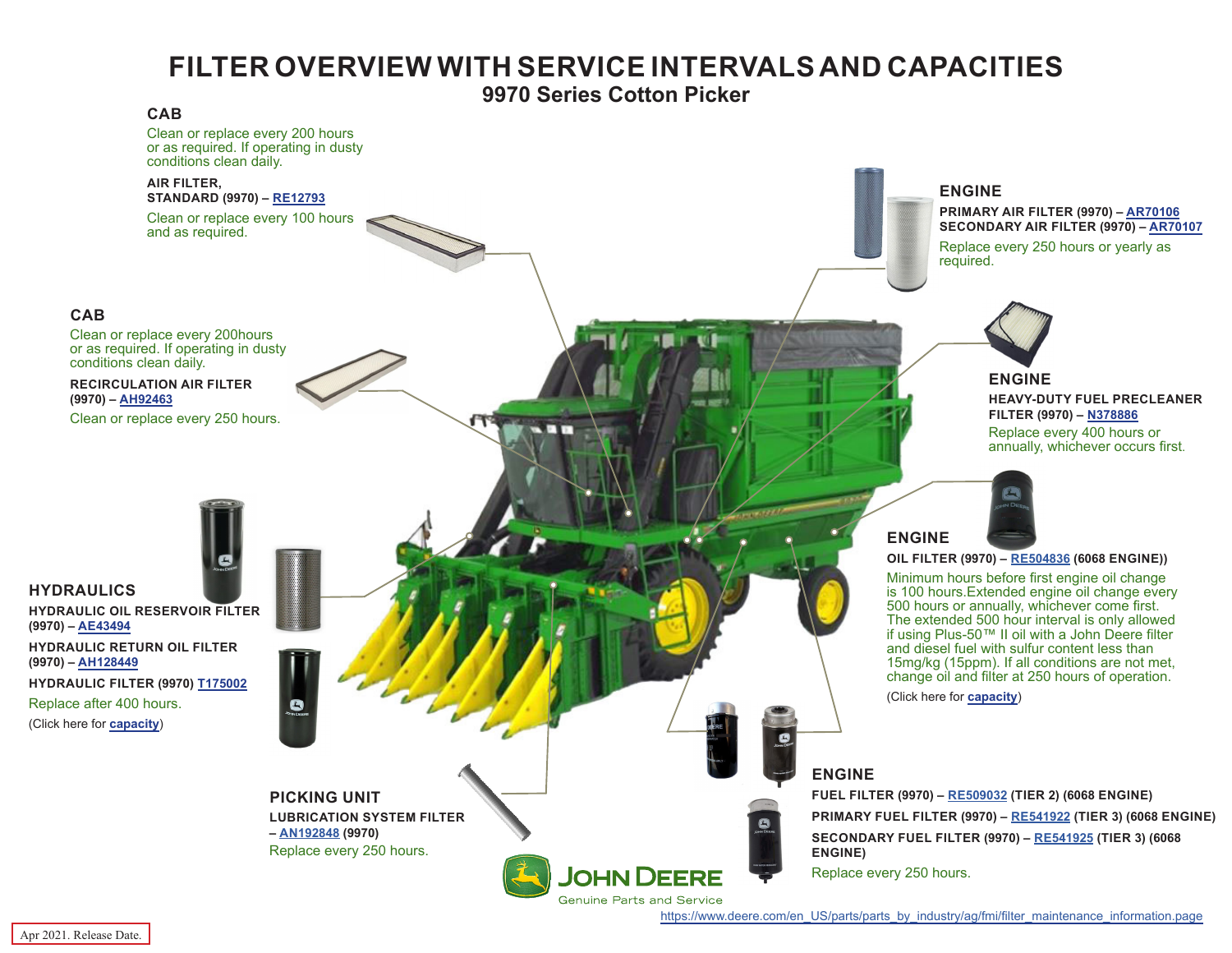# FILTER OVERVIEW WITH SERVICE INTERVALS AND CAPACITIES

## 9970 Series Cotton Picker

### CAB

Clean or replace every 200 hours or as required. If operating in dusty conditions clean daily.

**AIR FILTER, STANDARD (9970) – RE12793**

Clean or replace every 100 hours and as required.

### CAB

Clean or replace every 200hours or as required. If operating in dusty conditions clean daily.

**RECIRCULATION AIR FILTER (9970) – AH92463**

Clean or replace every 250 hours.

### HYDRAULICS

**HYDRAULIC OIL RESERVOIR FILTER (9970) – AE43494**

**HYDRAULIC RETURN OIL FILTER (9970) – AH128449**

**HYDRAULIC FILTER (9970) T175002**

Replace after 400 hours.

(Click here for **capacity**)

### PICKING UNIT

**LUBRICATION SYSTEM FILTER – AN192848 (9970)**

Replace every 250 hours.

### ENGINE

**PRIMARY AIR FILTER (9970) – AR70106**
**SECONDARY AIR FILTER (9970) – AR70107**

Replace every 250 hours or yearly as required.

### ENGINE

**HEAVY-DUTY FUEL PRECLEANER FILTER (9970) – N378886**

Replace every 400 hours or annually, whichever occurs first.

### ENGINE

**OIL FILTER (9970) – RE504836 (6068 ENGINE))**

Minimum hours before first engine oil change is 100 hours.Extended engine oil change every 500 hours or annually, whichever come first. The extended 500 hour interval is only allowed if using Plus-50™ II oil with a John Deere filter and diesel fuel with sulfur content less than 15mg/kg (15ppm). If all conditions are not met, change oil and filter at 250 hours of operation.

(Click here for **capacity**)

### ENGINE

**FUEL FILTER (9970) – RE509032 (TIER 2) (6068 ENGINE)**

**PRIMARY FUEL FILTER (9970) – RE541922 (TIER 3) (6068 ENGINE)**

**SECONDARY FUEL FILTER (9970) – RE541925 (TIER 3) (6068 ENGINE)**

Replace every 250 hours.

JOHN DEERE
Genuine Parts and Service

https://www.deere.com/en_US/parts/parts_by_industry/ag/fmi/filter_maintenance_information.page

Apr 2021. Release Date.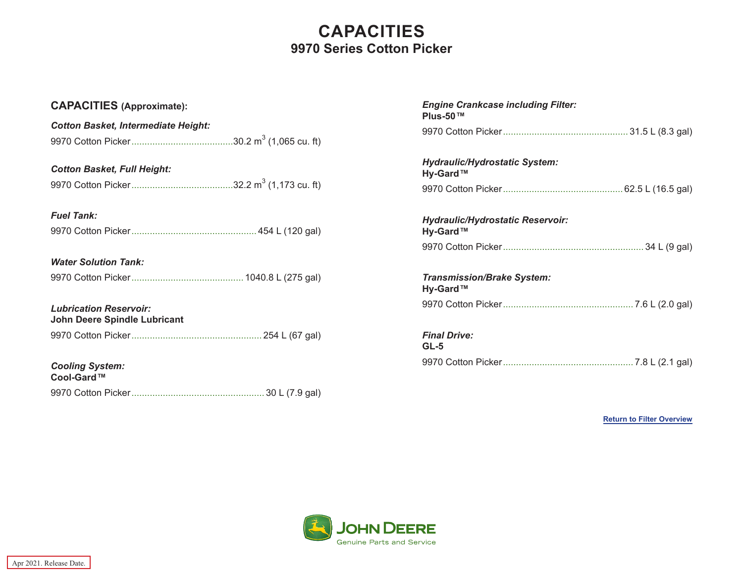# CAPACITIES

## 9970 Series Cotton Picker

### CAPACITIES (Approximate):

***Cotton Basket, Intermediate Height:***

9970 Cotton Picker........................................30.2 $m^3$ (1,065 cu. ft)

***Cotton Basket, Full Height:***

9970 Cotton Picker........................................32.2 $m^3$ (1,173 cu. ft)

***Fuel Tank:***

9970 Cotton Picker................................................454 L (120 gal)

***Water Solution Tank:***

9970 Cotton Picker...........................................1040.8 L (275 gal)

***Lubrication Reservoir:***
**John Deere Spindle Lubricant**

9970 Cotton Picker.................................................254 L (67 gal)

***Cooling System:***
**Cool-Gard™**

9970 Cotton Picker...................................................30 L (7.9 gal)

***Engine Crankcase including Filter:***
**Plus-50™**

9970 Cotton Picker................................................31.5 L (8.3 gal)

***Hydraulic/Hydrostatic System:***
**Hy-Gard™**

9970 Cotton Picker..............................................62.5 L (16.5 gal)

***Hydraulic/Hydrostatic Reservoir:***
**Hy-Gard™**

9970 Cotton Picker.....................................................34 L (9 gal)

***Transmission/Brake System:***
**Hy-Gard™**

9970 Cotton Picker..................................................7.6 L (2.0 gal)

***Final Drive:***
**GL-5**

9970 Cotton Picker..................................................7.8 L (2.1 gal)

Return to Filter Overview

JOHN DEERE
Genuine Parts and Service

Apr 2021. Release Date.